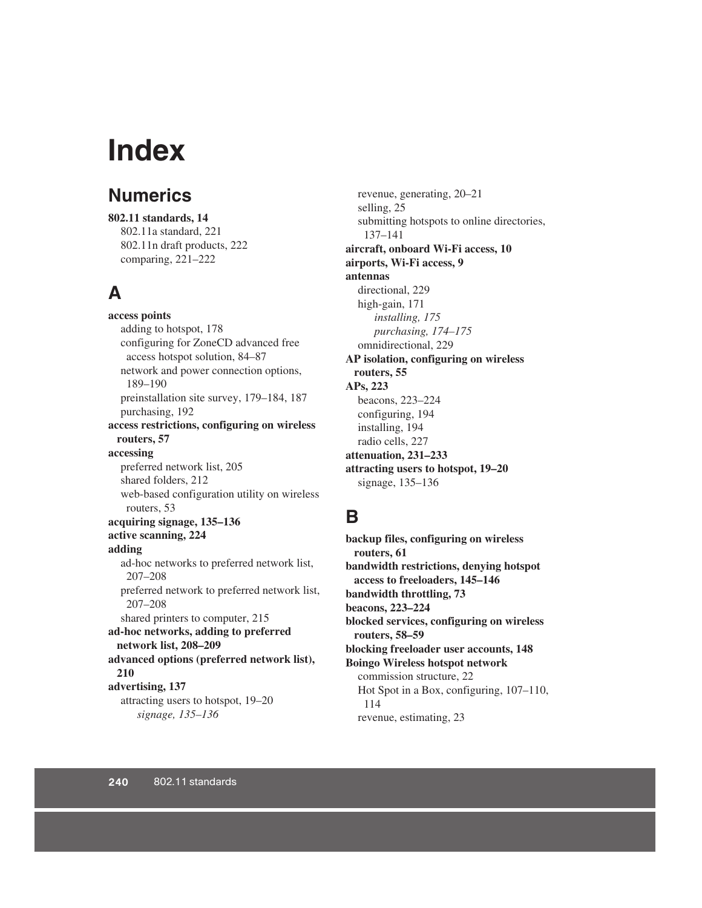# Index

## Numerics

**802.11 standards, 14**
- 802.11a standard, 221
- 802.11n draft products, 222
- comparing, 221–222

## A

**access points**
- adding to hotspot, 178
- configuring for ZoneCD advanced free access hotspot solution, 84–87
- network and power connection options, 189–190
- preinstallation site survey, 179–184, 187
- purchasing, 192

**access restrictions, configuring on wireless routers, 57**

**accessing**
- preferred network list, 205
- shared folders, 212
- web-based configuration utility on wireless routers, 53

**acquiring signage, 135–136**

**active scanning, 224**

**adding**
- ad-hoc networks to preferred network list, 207–208
- preferred network to preferred network list, 207–208
- shared printers to computer, 215

**ad-hoc networks, adding to preferred network list, 208–209**

**advanced options (preferred network list), 210**

**advertising, 137**
- attracting users to hotspot, 19–20
  - *signage, 135–136*
- revenue, generating, 20–21
- selling, 25
- submitting hotspots to online directories, 137–141

**aircraft, onboard Wi-Fi access, 10**

**airports, Wi-Fi access, 9**

**antennas**
- directional, 229
- high-gain, 171
  - *installing, 175*
  - *purchasing, 174–175*
- omnidirectional, 229

**AP isolation, configuring on wireless routers, 55**

**APs, 223**
- beacons, 223–224
- configuring, 194
- installing, 194
- radio cells, 227

**attenuation, 231–233**

**attracting users to hotspot, 19–20**
- signage, 135–136

## B

**backup files, configuring on wireless routers, 61**

**bandwidth restrictions, denying hotspot access to freeloaders, 145–146**

**bandwidth throttling, 73**

**beacons, 223–224**

**blocked services, configuring on wireless routers, 58–59**

**blocking freeloader user accounts, 148**

**Boingo Wireless hotspot network**
- commission structure, 22
- Hot Spot in a Box, configuring, 107–110, 114
- revenue, estimating, 23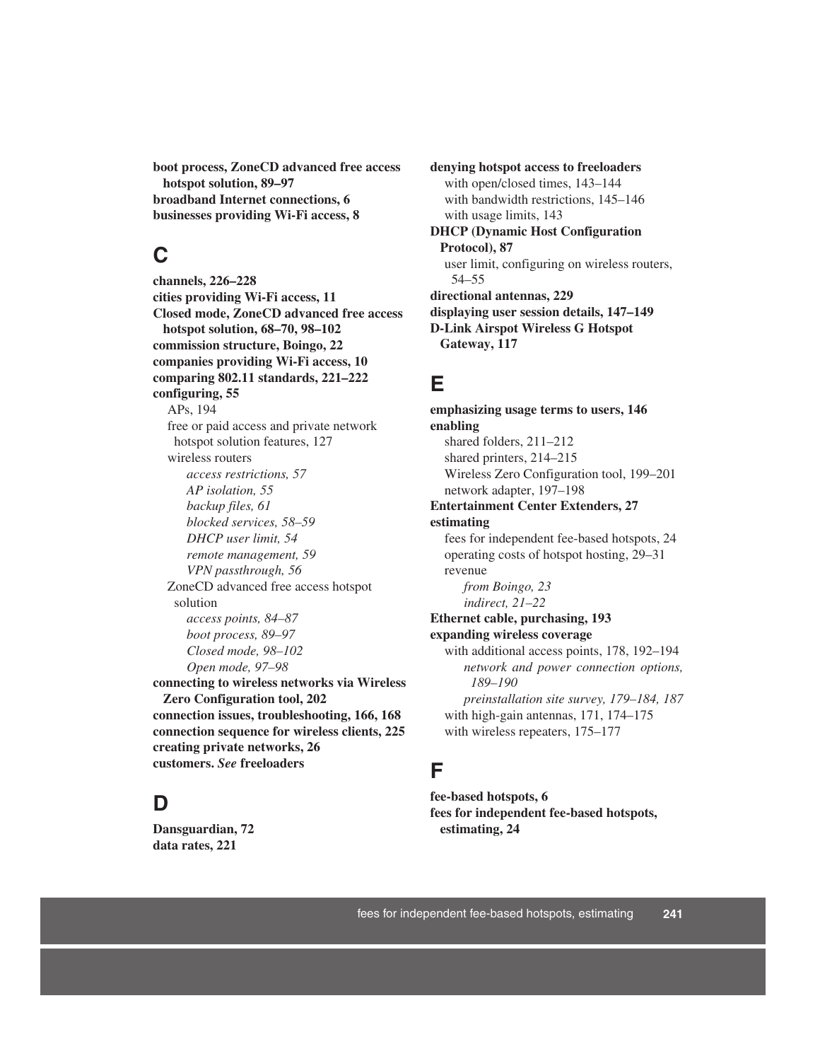**boot process, ZoneCD advanced free access hotspot solution, 89–97**
**broadband Internet connections, 6**
**businesses providing Wi-Fi access, 8**

## C

**channels, 226–228**
**cities providing Wi-Fi access, 11**
**Closed mode, ZoneCD advanced free access hotspot solution, 68–70, 98–102**
**commission structure, Boingo, 22**
**companies providing Wi-Fi access, 10**
**comparing 802.11 standards, 221–222**
**configuring, 55**
- APs, 194
- free or paid access and private network hotspot solution features, 127
- wireless routers
  - *access restrictions, 57*
  - *AP isolation, 55*
  - *backup files, 61*
  - *blocked services, 58–59*
  - *DHCP user limit, 54*
  - *remote management, 59*
  - *VPN passthrough, 56*
- ZoneCD advanced free access hotspot solution
  - *access points, 84–87*
  - *boot process, 89–97*
  - *Closed mode, 98–102*
  - *Open mode, 97–98*

**connecting to wireless networks via Wireless Zero Configuration tool, 202**
**connection issues, troubleshooting, 166, 168**
**connection sequence for wireless clients, 225**
**creating private networks, 26**
**customers.** ***See*** **freeloaders**

## D

**Dansguardian, 72**
**data rates, 221**
**denying hotspot access to freeloaders**
- with open/closed times, 143–144
- with bandwidth restrictions, 145–146
- with usage limits, 143

**DHCP (Dynamic Host Configuration Protocol), 87**
- user limit, configuring on wireless routers, 54–55

**directional antennas, 229**
**displaying user session details, 147–149**
**D-Link Airspot Wireless G Hotspot Gateway, 117**

## E

**emphasizing usage terms to users, 146**
**enabling**
- shared folders, 211–212
- shared printers, 214–215
- Wireless Zero Configuration tool, 199–201
- network adapter, 197–198

**Entertainment Center Extenders, 27**
**estimating**
- fees for independent fee-based hotspots, 24
- operating costs of hotspot hosting, 29–31
- revenue
  - *from Boingo, 23*
  - *indirect, 21–22*

**Ethernet cable, purchasing, 193**
**expanding wireless coverage**
- with additional access points, 178, 192–194
  - *network and power connection options, 189–190*
  - *preinstallation site survey, 179–184, 187*
- with high-gain antennas, 171, 174–175
- with wireless repeaters, 175–177

## F

**fee-based hotspots, 6**
**fees for independent fee-based hotspots, estimating, 24**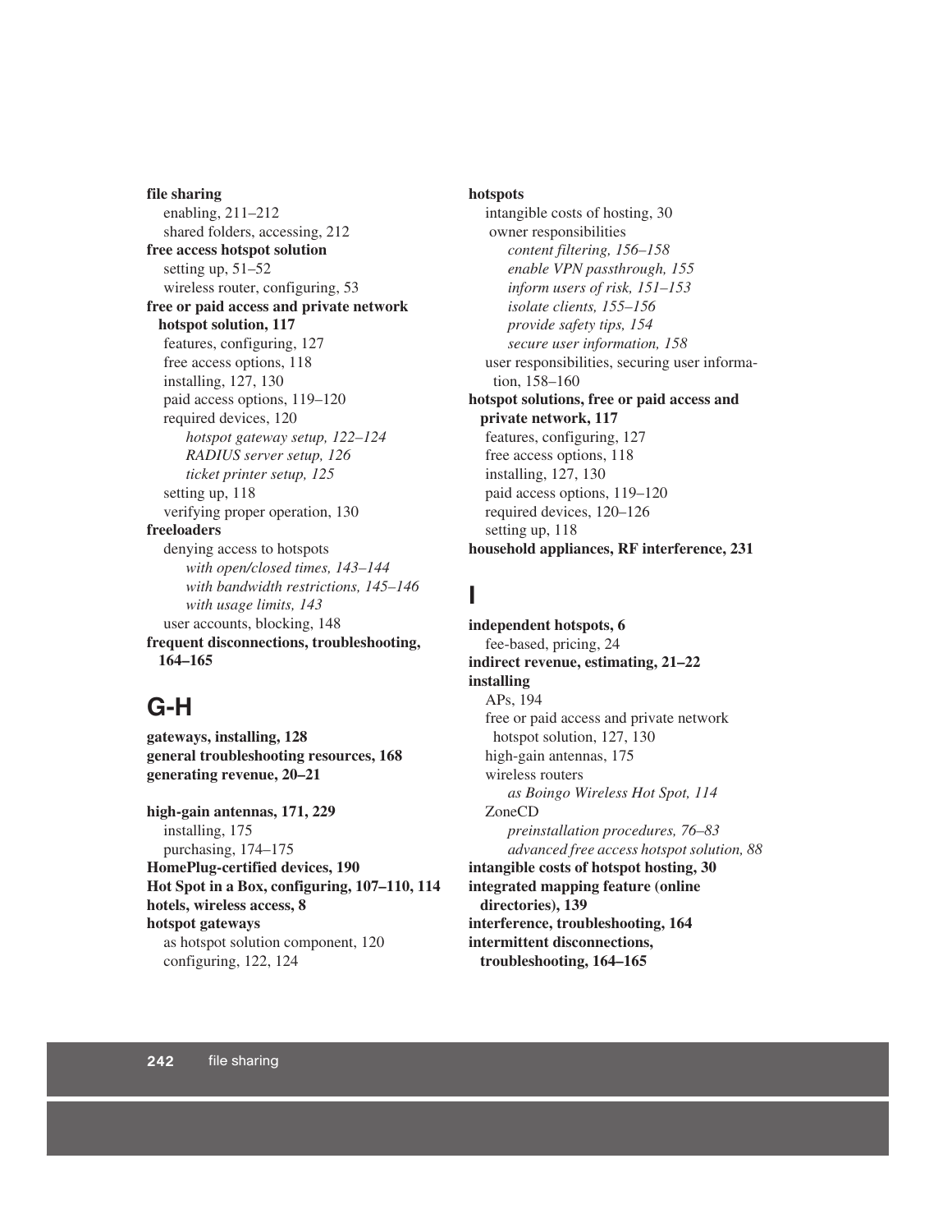**file sharing**
- enabling, 211–212
- shared folders, accessing, 212

**free access hotspot solution**
- setting up, 51–52
- wireless router, configuring, 53

**free or paid access and private network hotspot solution, 117**
- features, configuring, 127
- free access options, 118
- installing, 127, 130
- paid access options, 119–120
- required devices, 120
  - *hotspot gateway setup, 122–124*
  - *RADIUS server setup, 126*
  - *ticket printer setup, 125*
- setting up, 118
- verifying proper operation, 130

**freeloaders**
- denying access to hotspots
  - *with open/closed times, 143–144*
  - *with bandwidth restrictions, 145–146*
  - *with usage limits, 143*
- user accounts, blocking, 148

**frequent disconnections, troubleshooting, 164–165**

## G-H

**gateways, installing, 128**

**general troubleshooting resources, 168**

**generating revenue, 20–21**

**high-gain antennas, 171, 229**
- installing, 175
- purchasing, 174–175

**HomePlug-certified devices, 190**

**Hot Spot in a Box, configuring, 107–110, 114**

**hotels, wireless access, 8**

**hotspot gateways**
- as hotspot solution component, 120
- configuring, 122, 124

**hotspots**
- intangible costs of hosting, 30
- owner responsibilities
  - *content filtering, 156–158*
  - *enable VPN passthrough, 155*
  - *inform users of risk, 151–153*
  - *isolate clients, 155–156*
  - *provide safety tips, 154*
  - *secure user information, 158*
- user responsibilities, securing user information, 158–160

**hotspot solutions, free or paid access and private network, 117**
- features, configuring, 127
- free access options, 118
- installing, 127, 130
- paid access options, 119–120
- required devices, 120–126
- setting up, 118

**household appliances, RF interference, 231**

## I

**independent hotspots, 6**
- fee-based, pricing, 24

**indirect revenue, estimating, 21–22**

**installing**
- APs, 194
- free or paid access and private network hotspot solution, 127, 130
- high-gain antennas, 175
- wireless routers
  - *as Boingo Wireless Hot Spot, 114*
- ZoneCD
  - *preinstallation procedures, 76–83*
  - *advanced free access hotspot solution, 88*

**intangible costs of hotspot hosting, 30**

**integrated mapping feature (online directories), 139**

**interference, troubleshooting, 164**

**intermittent disconnections, troubleshooting, 164–165**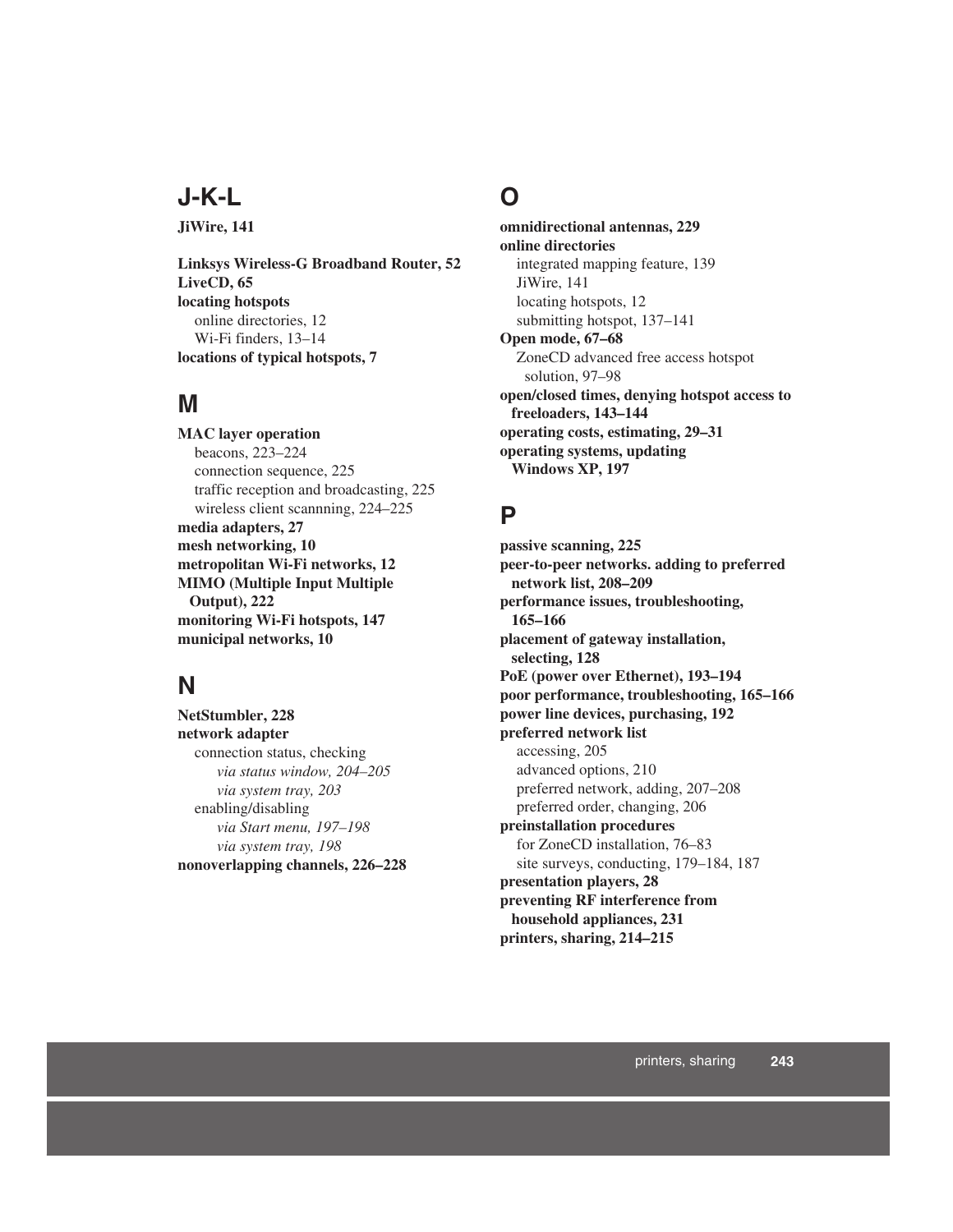## J-K-L

**JiWire, 141**

**Linksys Wireless-G Broadband Router, 52**
**LiveCD, 65**
**locating hotspots**
  online directories, 12
  Wi-Fi finders, 13–14
**locations of typical hotspots, 7**

## M

**MAC layer operation**
  beacons, 223–224
  connection sequence, 225
  traffic reception and broadcasting, 225
  wireless client scannning, 224–225
**media adapters, 27**
**mesh networking, 10**
**metropolitan Wi-Fi networks, 12**
**MIMO (Multiple Input Multiple Output), 222**
**monitoring Wi-Fi hotspots, 147**
**municipal networks, 10**

## N

**NetStumbler, 228**
**network adapter**
  connection status, checking
    *via status window, 204–205*
    *via system tray, 203*
  enabling/disabling
    *via Start menu, 197–198*
    *via system tray, 198*
**nonoverlapping channels, 226–228**

## O

**omnidirectional antennas, 229**
**online directories**
  integrated mapping feature, 139
  JiWire, 141
  locating hotspots, 12
  submitting hotspot, 137–141
**Open mode, 67–68**
  ZoneCD advanced free access hotspot solution, 97–98
**open/closed times, denying hotspot access to freeloaders, 143–144**
**operating costs, estimating, 29–31**
**operating systems, updating Windows XP, 197**

## P

**passive scanning, 225**
**peer-to-peer networks. adding to preferred network list, 208–209**
**performance issues, troubleshooting, 165–166**
**placement of gateway installation, selecting, 128**
**PoE (power over Ethernet), 193–194**
**poor performance, troubleshooting, 165–166**
**power line devices, purchasing, 192**
**preferred network list**
  accessing, 205
  advanced options, 210
  preferred network, adding, 207–208
  preferred order, changing, 206
**preinstallation procedures**
  for ZoneCD installation, 76–83
  site surveys, conducting, 179–184, 187
**presentation players, 28**
**preventing RF interference from household appliances, 231**
**printers, sharing, 214–215**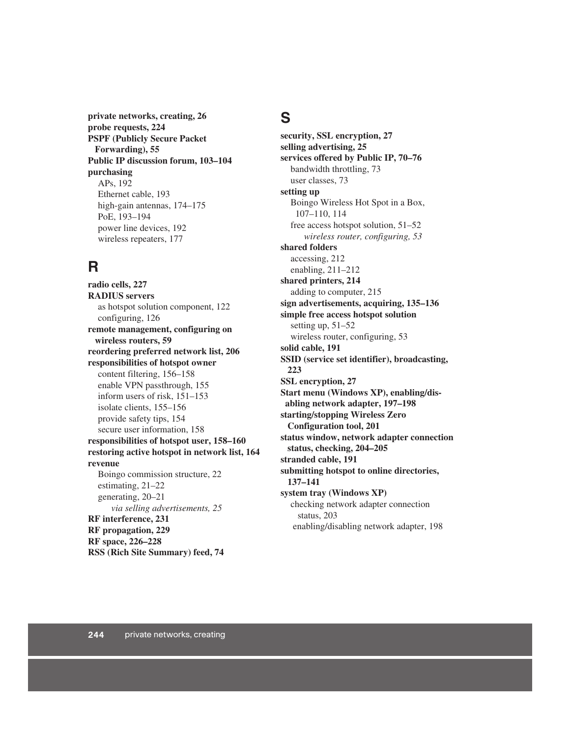**private networks, creating, 26**
**probe requests, 224**
**PSPF (Publicly Secure Packet Forwarding), 55**
**Public IP discussion forum, 103–104**
**purchasing**
- APs, 192
- Ethernet cable, 193
- high-gain antennas, 174–175
- PoE, 193–194
- power line devices, 192
- wireless repeaters, 177

## R

**radio cells, 227**
**RADIUS servers**
- as hotspot solution component, 122
- configuring, 126

**remote management, configuring on wireless routers, 59**
**reordering preferred network list, 206**
**responsibilities of hotspot owner**
- content filtering, 156–158
- enable VPN passthrough, 155
- inform users of risk, 151–153
- isolate clients, 155–156
- provide safety tips, 154
- secure user information, 158

**responsibilities of hotspot user, 158–160**
**restoring active hotspot in network list, 164**
**revenue**
- Boingo commission structure, 22
- estimating, 21–22
- generating, 20–21
  - *via selling advertisements, 25*

**RF interference, 231**
**RF propagation, 229**
**RF space, 226–228**
**RSS (Rich Site Summary) feed, 74**

## S

**security, SSL encryption, 27**
**selling advertising, 25**
**services offered by Public IP, 70–76**
- bandwidth throttling, 73
- user classes, 73

**setting up**
- Boingo Wireless Hot Spot in a Box, 107–110, 114
- free access hotspot solution, 51–52
  - *wireless router, configuring, 53*

**shared folders**
- accessing, 212
- enabling, 211–212

**shared printers, 214**
- adding to computer, 215

**sign advertisements, acquiring, 135–136**
**simple free access hotspot solution**
- setting up, 51–52
- wireless router, configuring, 53

**solid cable, 191**
**SSID (service set identifier), broadcasting, 223**
**SSL encryption, 27**
**Start menu (Windows XP), enabling/disabling network adapter, 197–198**
**starting/stopping Wireless Zero Configuration tool, 201**
**status window, network adapter connection status, checking, 204–205**
**stranded cable, 191**
**submitting hotspot to online directories, 137–141**
**system tray (Windows XP)**
- checking network adapter connection status, 203
- enabling/disabling network adapter, 198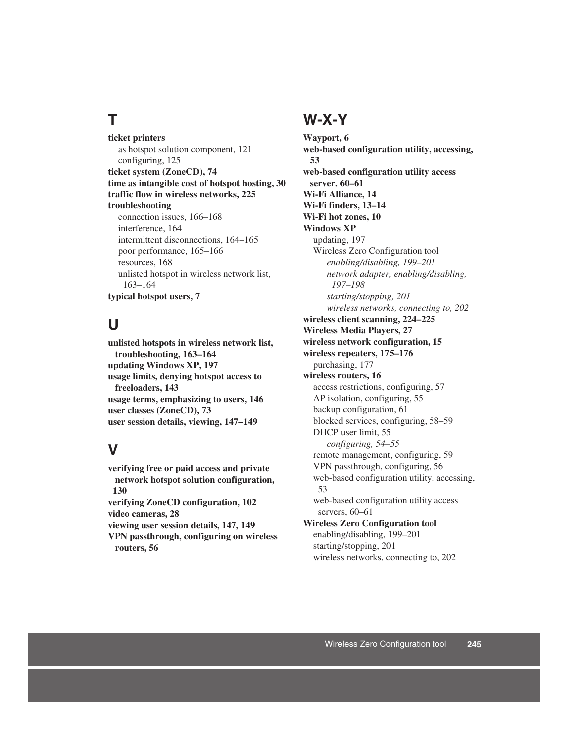## T

**ticket printers**
- as hotspot solution component, 121
- configuring, 125

**ticket system (ZoneCD), 74**

**time as intangible cost of hotspot hosting, 30**

**traffic flow in wireless networks, 225**

**troubleshooting**
- connection issues, 166–168
- interference, 164
- intermittent disconnections, 164–165
- poor performance, 165–166
- resources, 168
- unlisted hotspot in wireless network list, 163–164

**typical hotspot users, 7**

## U

**unlisted hotspots in wireless network list, troubleshooting, 163–164**

**updating Windows XP, 197**

**usage limits, denying hotspot access to freeloaders, 143**

**usage terms, emphasizing to users, 146**

**user classes (ZoneCD), 73**

**user session details, viewing, 147–149**

## V

**verifying free or paid access and private network hotspot solution configuration, 130**

**verifying ZoneCD configuration, 102**

**video cameras, 28**

**viewing user session details, 147, 149**

**VPN passthrough, configuring on wireless routers, 56**

## W-X-Y

**Wayport, 6**

**web-based configuration utility, accessing, 53**

**web-based configuration utility access server, 60–61**

**Wi-Fi Alliance, 14**

**Wi-Fi finders, 13–14**

**Wi-Fi hot zones, 10**

**Windows XP**
- updating, 197
- Wireless Zero Configuration tool
  - *enabling/disabling, 199–201*
  - *network adapter, enabling/disabling, 197–198*
  - *starting/stopping, 201*
  - *wireless networks, connecting to, 202*

**wireless client scanning, 224–225**

**Wireless Media Players, 27**

**wireless network configuration, 15**

**wireless repeaters, 175–176**
- purchasing, 177

**wireless routers, 16**
- access restrictions, configuring, 57
- AP isolation, configuring, 55
- backup configuration, 61
- blocked services, configuring, 58–59
- DHCP user limit, 55
  - *configuring, 54–55*
- remote management, configuring, 59
- VPN passthrough, configuring, 56
- web-based configuration utility, accessing, 53
- web-based configuration utility access servers, 60–61

**Wireless Zero Configuration tool**
- enabling/disabling, 199–201
- starting/stopping, 201
- wireless networks, connecting to, 202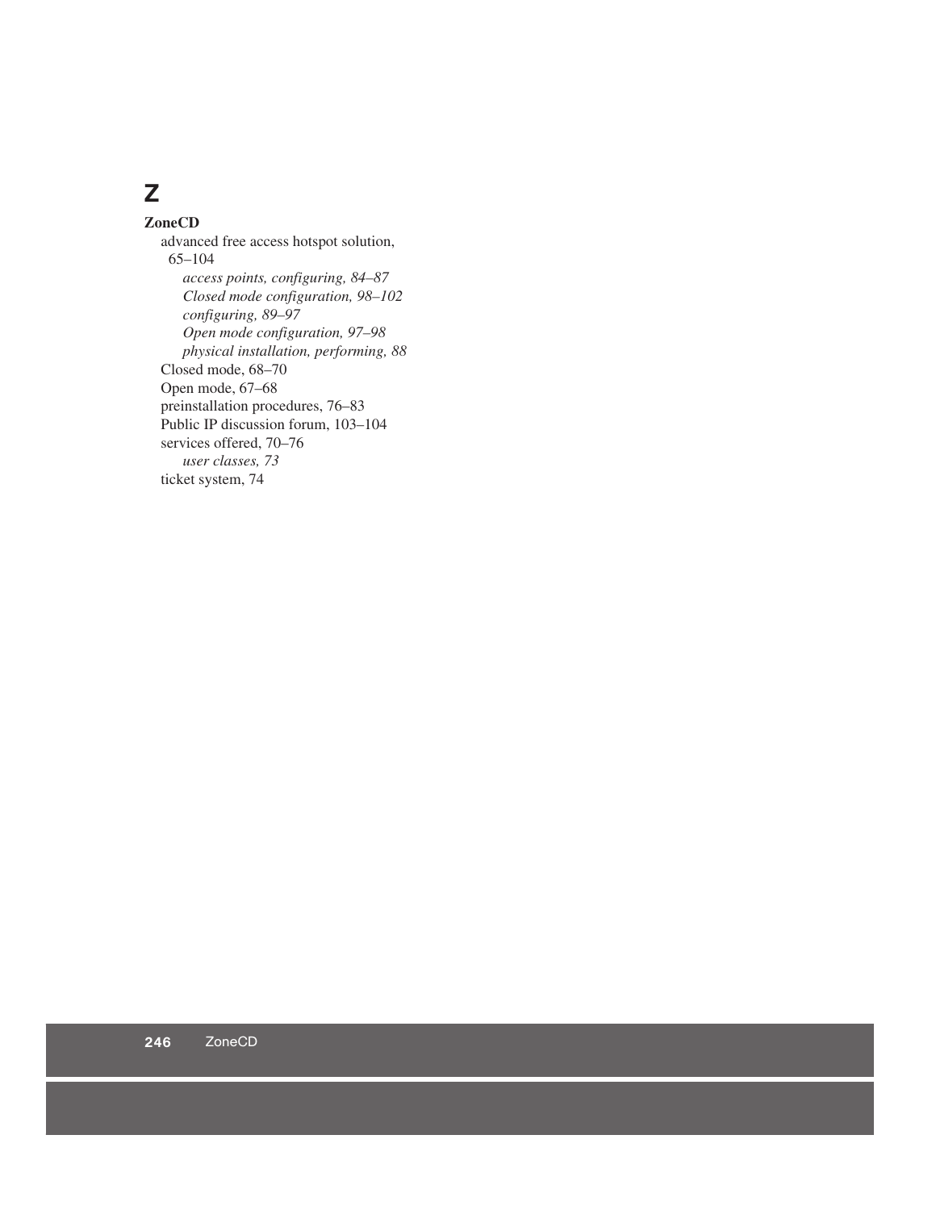## Z

**ZoneCD**

- advanced free access hotspot solution, 65–104
    - *access points, configuring, 84–87*
    - *Closed mode configuration, 98–102*
    - *configuring, 89–97*
    - *Open mode configuration, 97–98*
    - *physical installation, performing, 88*
- Closed mode, 68–70
- Open mode, 67–68
- preinstallation procedures, 76–83
- Public IP discussion forum, 103–104
- services offered, 70–76
    - *user classes, 73*
- ticket system, 74